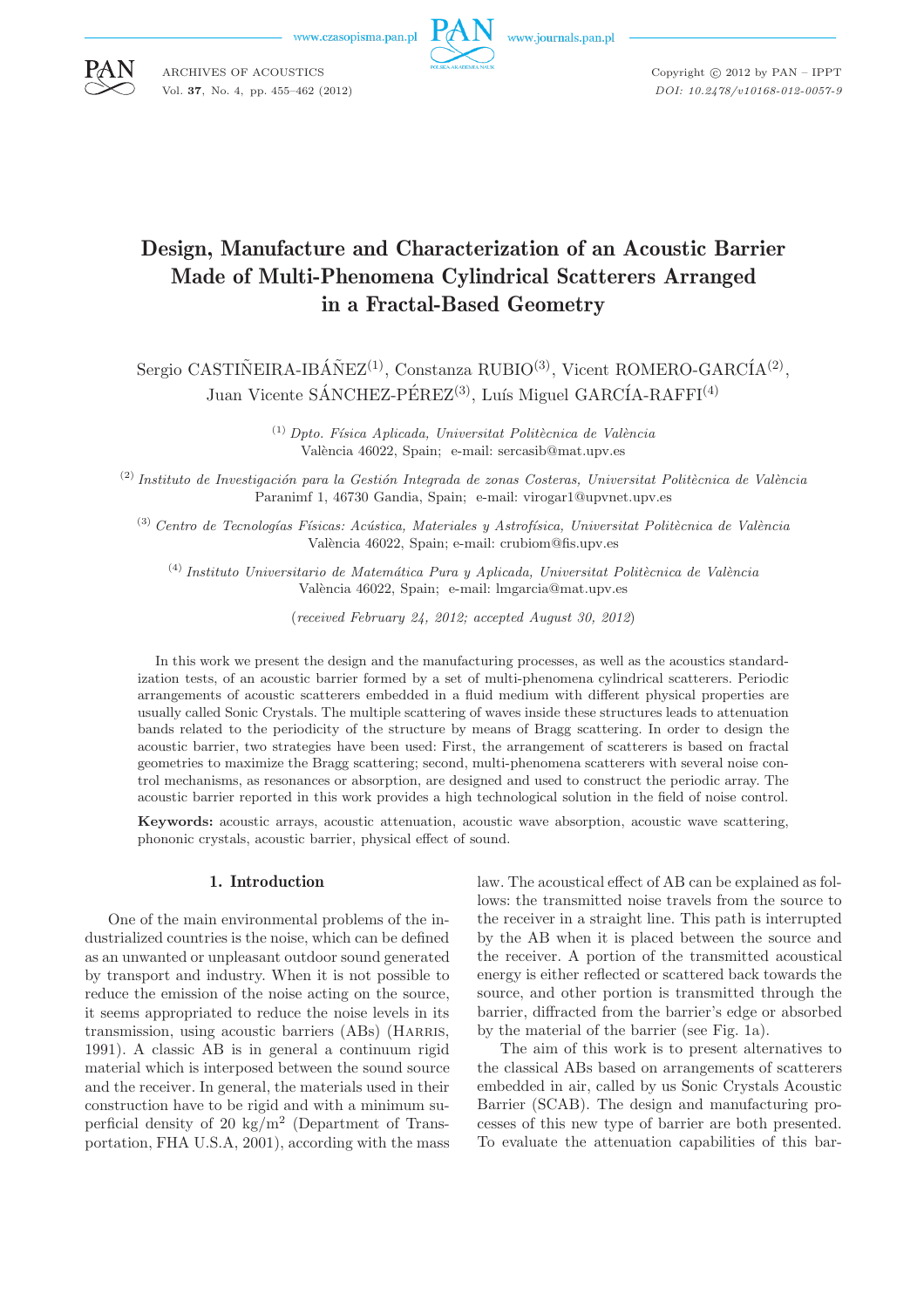# Design, Manufacture and Characterization of an Acoustic Barrier Made of Multi-Phenomena Cylindrical Scatterers Arranged in a Fractal-Based Geometry

Sergio CASTIÑEIRA-IBÁÑEZ[(1)], Constanza RUBIO[(3)], Vicent ROMERO-GARCÍA[(2)], Juan Vicente SÁNCHEZ-PÉREZ[(3)], Luís Miguel GARCÍA-RAFFI[(4)]

[(1)] *Dpto. Física Aplicada, Universitat Politècnica de València*
València 46022, Spain; e-mail: sercasib@mat.upv.es

[(2)] *Instituto de Investigación para la Gestión Integrada de zonas Costeras, Universitat Politècnica de València*
Paranimf 1, 46730 Gandia, Spain; e-mail: virogar1@upvnet.upv.es

[(3)] *Centro de Tecnologías Físicas: Acústica, Materiales y Astrofísica, Universitat Politècnica de València*
València 46022, Spain; e-mail: crubiom@fis.upv.es

[(4)] *Instituto Universitario de Matemática Pura y Aplicada, Universitat Politècnica de València*
València 46022, Spain; e-mail: lmgarcia@mat.upv.es

(*received February 24, 2012; accepted August 30, 2012*)

In this work we present the design and the manufacturing processes, as well as the acoustics standardization tests, of an acoustic barrier formed by a set of multi-phenomena cylindrical scatterers. Periodic arrangements of acoustic scatterers embedded in a fluid medium with different physical properties are usually called Sonic Crystals. The multiple scattering of waves inside these structures leads to attenuation bands related to the periodicity of the structure by means of Bragg scattering. In order to design the acoustic barrier, two strategies have been used: First, the arrangement of scatterers is based on fractal geometries to maximize the Bragg scattering; second, multi-phenomena scatterers with several noise control mechanisms, as resonances or absorption, are designed and used to construct the periodic array. The acoustic barrier reported in this work provides a high technological solution in the field of noise control.

**Keywords:** acoustic arrays, acoustic attenuation, acoustic wave absorption, acoustic wave scattering, phononic crystals, acoustic barrier, physical effect of sound.

## 1. Introduction

One of the main environmental problems of the industrialized countries is the noise, which can be defined as an unwanted or unpleasant outdoor sound generated by transport and industry. When it is not possible to reduce the emission of the noise acting on the source, it seems appropriated to reduce the noise levels in its transmission, using acoustic barriers (ABs) (Harris, 1991). A classic AB is in general a continuum rigid material which is interposed between the sound source and the receiver. In general, the materials used in their construction have to be rigid and with a minimum superficial density of 20 kg/m$^2$ (Department of Transportation, FHA U.S.A, 2001), according with the mass law. The acoustical effect of AB can be explained as follows: the transmitted noise travels from the source to the receiver in a straight line. This path is interrupted by the AB when it is placed between the source and the receiver. A portion of the transmitted acoustical energy is either reflected or scattered back towards the source, and other portion is transmitted through the barrier, diffracted from the barrier's edge or absorbed by the material of the barrier (see Fig. 1a).

The aim of this work is to present alternatives to the classical ABs based on arrangements of scatterers embedded in air, called by us Sonic Crystals Acoustic Barrier (SCAB). The design and manufacturing processes of this new type of barrier are both presented. To evaluate the attenuation capabilities of this bar-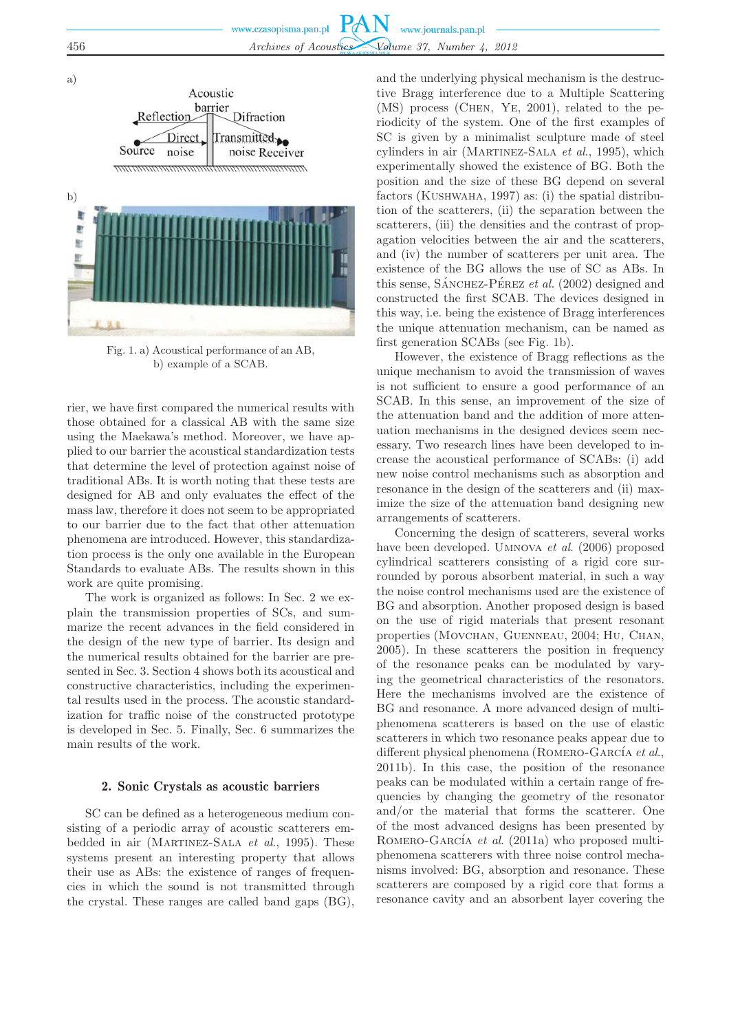a)

Acoustic barrier

Reflection — Diffraction

Direct — Transmitted

Source noise — noise Receiver

b)

Fig. 1. a) Acoustical performance of an AB, b) example of a SCAB.

rier, we have first compared the numerical results with those obtained for a classical AB with the same size using the Maekawa's method. Moreover, we have applied to our barrier the acoustical standardization tests that determine the level of protection against noise of traditional ABs. It is worth noting that these tests are designed for AB and only evaluates the effect of the mass law, therefore it does not seem to be appropriated to our barrier due to the fact that other attenuation phenomena are introduced. However, this standardization process is the only one available in the European Standards to evaluate ABs. The results shown in this work are quite promising.

The work is organized as follows: In Sec. 2 we explain the transmission properties of SCs, and summarize the recent advances in the field considered in the design of the new type of barrier. Its design and the numerical results obtained for the barrier are presented in Sec. 3. Section 4 shows both its acoustical and constructive characteristics, including the experimental results used in the process. The acoustic standardization for traffic noise of the constructed prototype is developed in Sec. 5. Finally, Sec. 6 summarizes the main results of the work.

## 2. Sonic Crystals as acoustic barriers

SC can be defined as a heterogeneous medium consisting of a periodic array of acoustic scatterers embedded in air (Martinez-Sala *et al.*, 1995). These systems present an interesting property that allows their use as ABs: the existence of ranges of frequencies in which the sound is not transmitted through the crystal. These ranges are called band gaps (BG), and the underlying physical mechanism is the destructive Bragg interference due to a Multiple Scattering (MS) process (Chen, Ye, 2001), related to the periodicity of the system. One of the first examples of SC is given by a minimalist sculpture made of steel cylinders in air (Martinez-Sala *et al.*, 1995), which experimentally showed the existence of BG. Both the position and the size of these BG depend on several factors (Kushwaha, 1997) as: (i) the spatial distribution of the scatterers, (ii) the separation between the scatterers, (iii) the densities and the contrast of propagation velocities between the air and the scatterers, and (iv) the number of scatterers per unit area. The existence of the BG allows the use of SC as ABs. In this sense, Sánchez-Pérez *et al.* (2002) designed and constructed the first SCAB. The devices designed in this way, i.e. being the existence of Bragg interferences the unique attenuation mechanism, can be named as first generation SCABs (see Fig. 1b).

However, the existence of Bragg reflections as the unique mechanism to avoid the transmission of waves is not sufficient to ensure a good performance of an SCAB. In this sense, an improvement of the size of the attenuation band and the addition of more attenuation mechanisms in the designed devices seem necessary. Two research lines have been developed to increase the acoustical performance of SCABs: (i) add new noise control mechanisms such as absorption and resonance in the design of the scatterers and (ii) maximize the size of the attenuation band designing new arrangements of scatterers.

Concerning the design of scatterers, several works have been developed. Umnova *et al.* (2006) proposed cylindrical scatterers consisting of a rigid core surrounded by porous absorbent material, in such a way the noise control mechanisms used are the existence of BG and absorption. Another proposed design is based on the use of rigid materials that present resonant properties (Movchan, Guenneau, 2004; Hu, Chan, 2005). In these scatterers the position in frequency of the resonance peaks can be modulated by varying the geometrical characteristics of the resonators. Here the mechanisms involved are the existence of BG and resonance. A more advanced design of multiphenomena scatterers is based on the use of elastic scatterers in which two resonance peaks appear due to different physical phenomena (Romero-García *et al.*, 2011b). In this case, the position of the resonance peaks can be modulated within a certain range of frequencies by changing the geometry of the resonator and/or the material that forms the scatterer. One of the most advanced designs has been presented by Romero-García *et al.* (2011a) who proposed multiphenomena scatterers with three noise control mechanisms involved: BG, absorption and resonance. These scatterers are composed by a rigid core that forms a resonance cavity and an absorbent layer covering the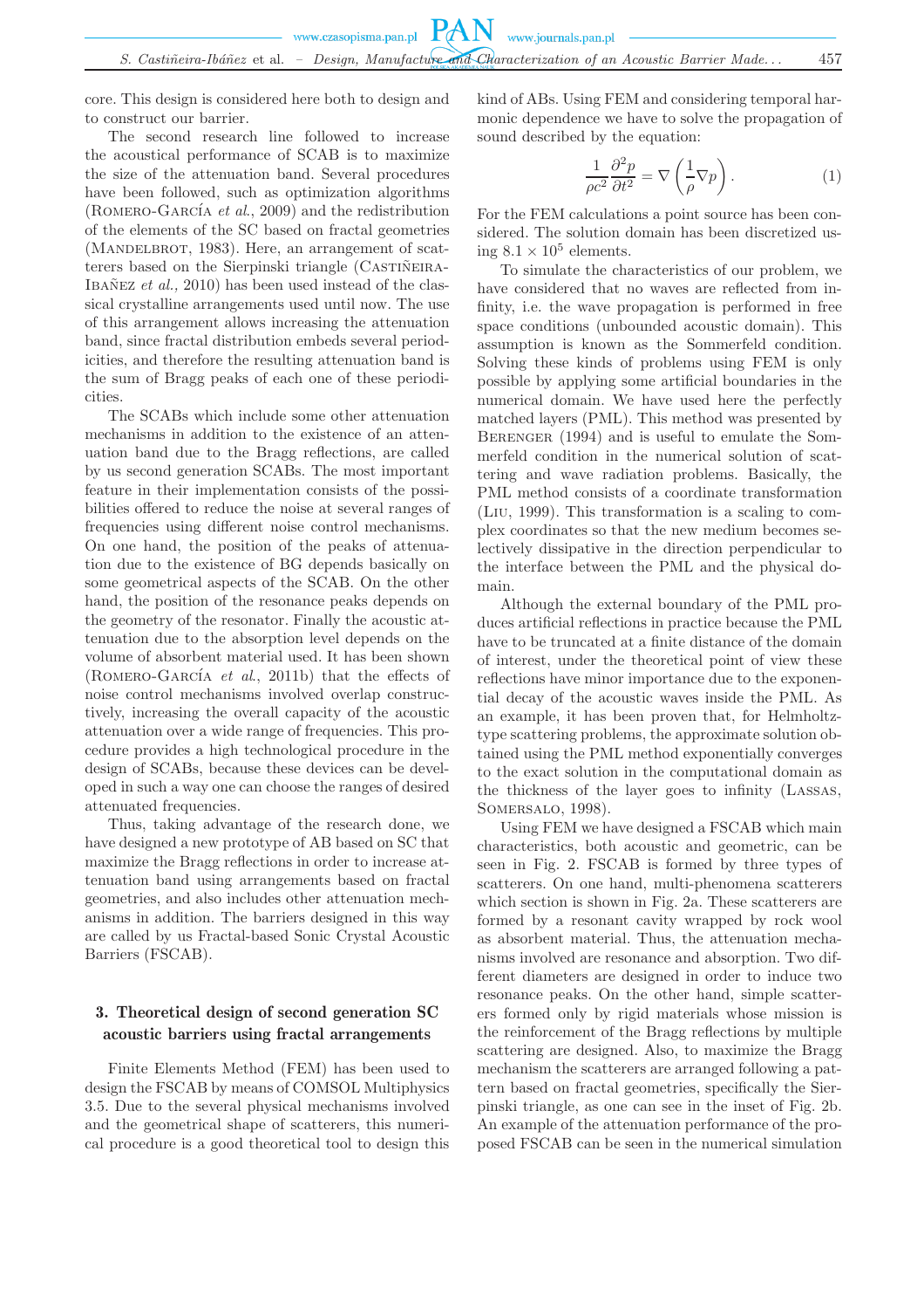core. This design is considered here both to design and to construct our barrier.

The second research line followed to increase the acoustical performance of SCAB is to maximize the size of the attenuation band. Several procedures have been followed, such as optimization algorithms (Romero-García *et al.*, 2009) and the redistribution of the elements of the SC based on fractal geometries (Mandelbrot, 1983). Here, an arrangement of scatterers based on the Sierpinski triangle (Castiñeira-Ibañez *et al.*, 2010) has been used instead of the classical crystalline arrangements used until now. The use of this arrangement allows increasing the attenuation band, since fractal distribution embeds several periodicities, and therefore the resulting attenuation band is the sum of Bragg peaks of each one of these periodicities.

The SCABs which include some other attenuation mechanisms in addition to the existence of an attenuation band due to the Bragg reflections, are called by us second generation SCABs. The most important feature in their implementation consists of the possibilities offered to reduce the noise at several ranges of frequencies using different noise control mechanisms. On one hand, the position of the peaks of attenuation due to the existence of BG depends basically on some geometrical aspects of the SCAB. On the other hand, the position of the resonance peaks depends on the geometry of the resonator. Finally the acoustic attenuation due to the absorption level depends on the volume of absorbent material used. It has been shown (Romero-García *et al.*, 2011b) that the effects of noise control mechanisms involved overlap constructively, increasing the overall capacity of the acoustic attenuation over a wide range of frequencies. This procedure provides a high technological procedure in the design of SCABs, because these devices can be developed in such a way one can choose the ranges of desired attenuated frequencies.

Thus, taking advantage of the research done, we have designed a new prototype of AB based on SC that maximize the Bragg reflections in order to increase attenuation band using arrangements based on fractal geometries, and also includes other attenuation mechanisms in addition. The barriers designed in this way are called by us Fractal-based Sonic Crystal Acoustic Barriers (FSCAB).

## 3. Theoretical design of second generation SC acoustic barriers using fractal arrangements

Finite Elements Method (FEM) has been used to design the FSCAB by means of COMSOL Multiphysics 3.5. Due to the several physical mechanisms involved and the geometrical shape of scatterers, this numerical procedure is a good theoretical tool to design this kind of ABs. Using FEM and considering temporal harmonic dependence we have to solve the propagation of sound described by the equation:

$$\frac{1}{\rho c^2}\frac{\partial^2 p}{\partial t^2} = \nabla\left(\frac{1}{\rho}\nabla p\right). \tag{1}$$

For the FEM calculations a point source has been considered. The solution domain has been discretized using $8.1 \times 10^5$ elements.

To simulate the characteristics of our problem, we have considered that no waves are reflected from infinity, i.e. the wave propagation is performed in free space conditions (unbounded acoustic domain). This assumption is known as the Sommerfeld condition. Solving these kinds of problems using FEM is only possible by applying some artificial boundaries in the numerical domain. We have used here the perfectly matched layers (PML). This method was presented by Berenger (1994) and is useful to emulate the Sommerfeld condition in the numerical solution of scattering and wave radiation problems. Basically, the PML method consists of a coordinate transformation (Liu, 1999). This transformation is a scaling to complex coordinates so that the new medium becomes selectively dissipative in the direction perpendicular to the interface between the PML and the physical domain.

Although the external boundary of the PML produces artificial reflections in practice because the PML have to be truncated at a finite distance of the domain of interest, under the theoretical point of view these reflections have minor importance due to the exponential decay of the acoustic waves inside the PML. As an example, it has been proven that, for Helmholtz-type scattering problems, the approximate solution obtained using the PML method exponentially converges to the exact solution in the computational domain as the thickness of the layer goes to infinity (Lassas, Somersalo, 1998).

Using FEM we have designed a FSCAB which main characteristics, both acoustic and geometric, can be seen in Fig. 2. FSCAB is formed by three types of scatterers. On one hand, multi-phenomena scatterers which section is shown in Fig. 2a. These scatterers are formed by a resonant cavity wrapped by rock wool as absorbent material. Thus, the attenuation mechanisms involved are resonance and absorption. Two different diameters are designed in order to induce two resonance peaks. On the other hand, simple scatterers formed only by rigid materials whose mission is the reinforcement of the Bragg reflections by multiple scattering are designed. Also, to maximize the Bragg mechanism the scatterers are arranged following a pattern based on fractal geometries, specifically the Sierpinski triangle, as one can see in the inset of Fig. 2b. An example of the attenuation performance of the proposed FSCAB can be seen in the numerical simulation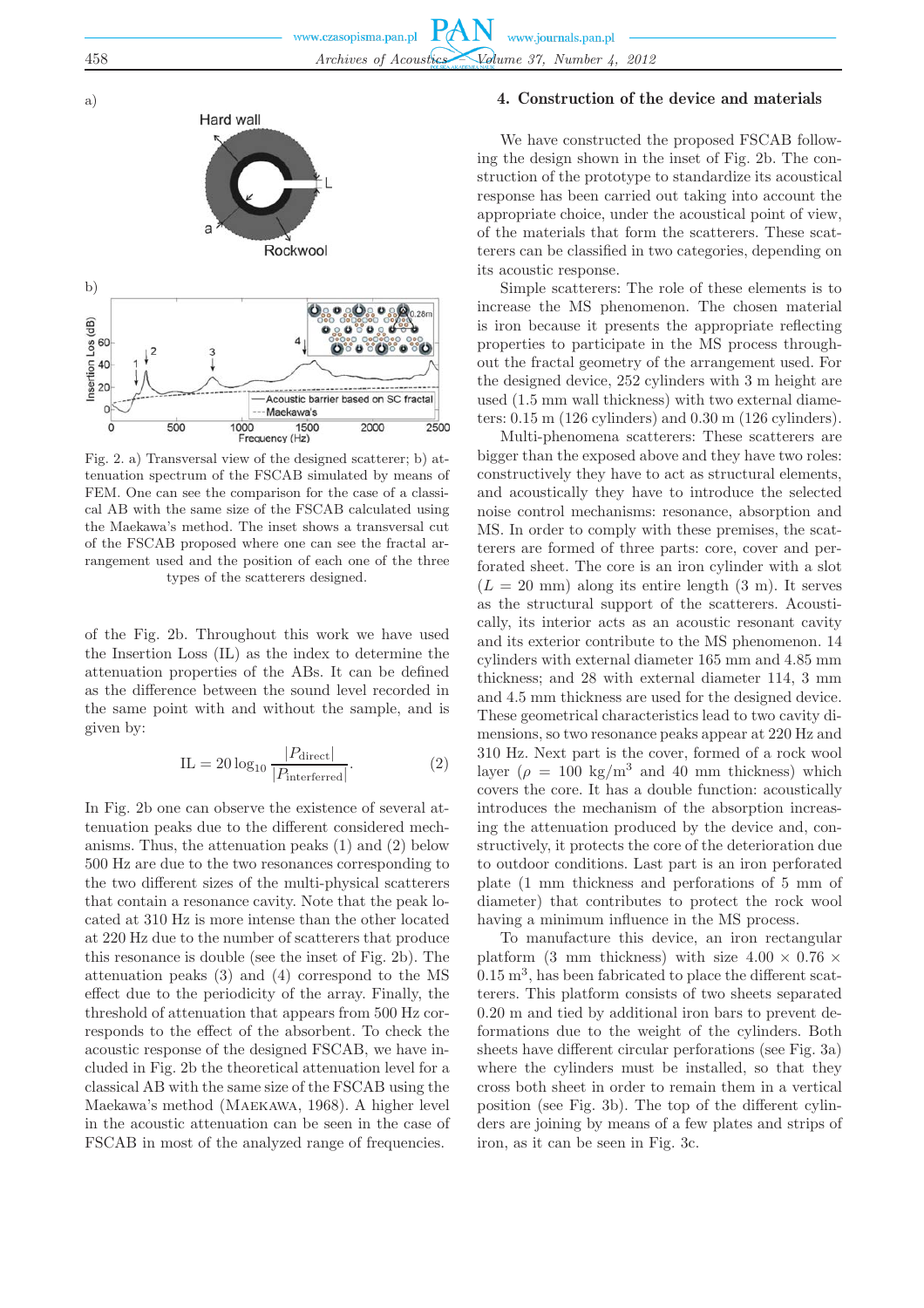Fig. 2. a) Transversal view of the designed scatterer; b) attenuation spectrum of the FSCAB simulated by means of FEM. One can see the comparison for the case of a classical AB with the same size of the FSCAB calculated using the Maekawa's method. The inset shows a transversal cut of the FSCAB proposed where one can see the fractal arrangement used and the position of each one of the three types of the scatterers designed.

of the Fig. 2b. Throughout this work we have used the Insertion Loss (IL) as the index to determine the attenuation properties of the ABs. It can be defined as the difference between the sound level recorded in the same point with and without the sample, and is given by:

$$\mathrm{IL} = 20 \log_{10} \frac{|P_{\text{direct}}|}{|P_{\text{interferred}}|}. \tag{2}$$

In Fig. 2b one can observe the existence of several attenuation peaks due to the different considered mechanisms. Thus, the attenuation peaks (1) and (2) below 500 Hz are due to the two resonances corresponding to the two different sizes of the multi-physical scatterers that contain a resonance cavity. Note that the peak located at 310 Hz is more intense than the other located at 220 Hz due to the number of scatterers that produce this resonance is double (see the inset of Fig. 2b). The attenuation peaks (3) and (4) correspond to the MS effect due to the periodicity of the array. Finally, the threshold of attenuation that appears from 500 Hz corresponds to the effect of the absorbent. To check the acoustic response of the designed FSCAB, we have included in Fig. 2b the theoretical attenuation level for a classical AB with the same size of the FSCAB using the Maekawa's method (Maekawa, 1968). A higher level in the acoustic attenuation can be seen in the case of FSCAB in most of the analyzed range of frequencies.

## 4. Construction of the device and materials

We have constructed the proposed FSCAB following the design shown in the inset of Fig. 2b. The construction of the prototype to standardize its acoustical response has been carried out taking into account the appropriate choice, under the acoustical point of view, of the materials that form the scatterers. These scatterers can be classified in two categories, depending on its acoustic response.

Simple scatterers: The role of these elements is to increase the MS phenomenon. The chosen material is iron because it presents the appropriate reflecting properties to participate in the MS process throughout the fractal geometry of the arrangement used. For the designed device, 252 cylinders with 3 m height are used (1.5 mm wall thickness) with two external diameters: 0.15 m (126 cylinders) and 0.30 m (126 cylinders).

Multi-phenomena scatterers: These scatterers are bigger than the exposed above and they have two roles: constructively they have to act as structural elements, and acoustically they have to introduce the selected noise control mechanisms: resonance, absorption and MS. In order to comply with these premises, the scatterers are formed of three parts: core, cover and perforated sheet. The core is an iron cylinder with a slot ($L$ = 20 mm) along its entire length (3 m). It serves as the structural support of the scatterers. Acoustically, its interior acts as an acoustic resonant cavity and its exterior contribute to the MS phenomenon. 14 cylinders with external diameter 165 mm and 4.85 mm thickness; and 28 with external diameter 114, 3 mm and 4.5 mm thickness are used for the designed device. These geometrical characteristics lead to two cavity dimensions, so two resonance peaks appear at 220 Hz and 310 Hz. Next part is the cover, formed of a rock wool layer ($\rho$ = 100 kg/m$^3$ and 40 mm thickness) which covers the core. It has a double function: acoustically introduces the mechanism of the absorption increasing the attenuation produced by the device and, constructively, it protects the core of the deterioration due to outdoor conditions. Last part is an iron perforated plate (1 mm thickness and perforations of 5 mm of diameter) that contributes to protect the rock wool having a minimum influence in the MS process.

To manufacture this device, an iron rectangular platform (3 mm thickness) with size 4.00 × 0.76 × 0.15 m$^3$, has been fabricated to place the different scatterers. This platform consists of two sheets separated 0.20 m and tied by additional iron bars to prevent deformations due to the weight of the cylinders. Both sheets have different circular perforations (see Fig. 3a) where the cylinders must be installed, so that they cross both sheet in order to remain them in a vertical position (see Fig. 3b). The top of the different cylinders are joining by means of a few plates and strips of iron, as it can be seen in Fig. 3c.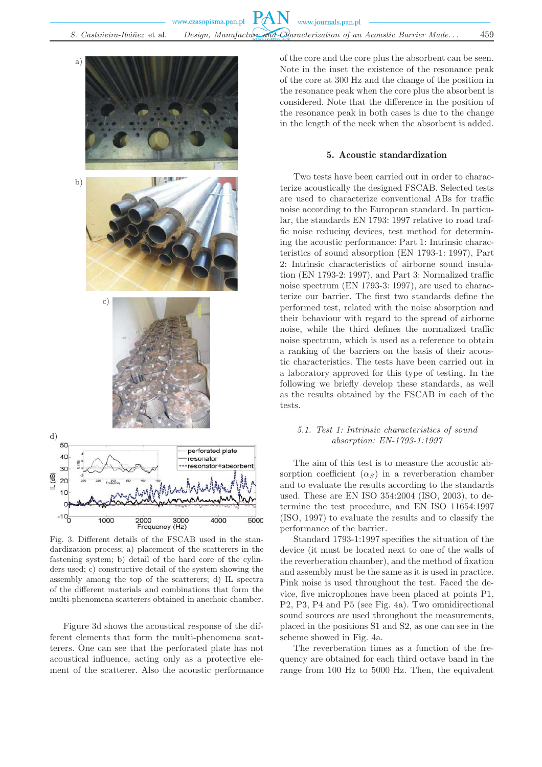Fig. 3. Different details of the FSCAB used in the standardization process; a) placement of the scatterers in the fastening system; b) detail of the hard core of the cylinders used; c) constructive detail of the system showing the assembly among the top of the scatterers; d) IL spectra of the different materials and combinations that form the multi-phenomena scatterers obtained in anechoic chamber.

Figure 3d shows the acoustical response of the different elements that form the multi-phenomena scatterers. One can see that the perforated plate has not acoustical influence, acting only as a protective element of the scatterer. Also the acoustic performance of the core and the core plus the absorbent can be seen. Note in the inset the existence of the resonance peak of the core at 300 Hz and the change of the position in the resonance peak when the core plus the absorbent is considered. Note that the difference in the position of the resonance peak in both cases is due to the change in the length of the neck when the absorbent is added.

## 5. Acoustic standardization

Two tests have been carried out in order to characterize acoustically the designed FSCAB. Selected tests are used to characterize conventional ABs for traffic noise according to the European standard. In particular, the standards EN 1793: 1997 relative to road traffic noise reducing devices, test method for determining the acoustic performance: Part 1: Intrinsic characteristics of sound absorption (EN 1793-1: 1997), Part 2: Intrinsic characteristics of airborne sound insulation (EN 1793-2: 1997), and Part 3: Normalized traffic noise spectrum (EN 1793-3: 1997), are used to characterize our barrier. The first two standards define the performed test, related with the noise absorption and their behaviour with regard to the spread of airborne noise, while the third defines the normalized traffic noise spectrum, which is used as a reference to obtain a ranking of the barriers on the basis of their acoustic characteristics. The tests have been carried out in a laboratory approved for this type of testing. In the following we briefly develop these standards, as well as the results obtained by the FSCAB in each of the tests.

### 5.1. *Test 1: Intrinsic characteristics of sound absorption: EN-1793-1:1997*

The aim of this test is to measure the acoustic absorption coefficient ($\alpha_S$) in a reverberation chamber and to evaluate the results according to the standards used. These are EN ISO 354:2004 (ISO, 2003), to determine the test procedure, and EN ISO 11654:1997 (ISO, 1997) to evaluate the results and to classify the performance of the barrier.

Standard 1793-1:1997 specifies the situation of the device (it must be located next to one of the walls of the reverberation chamber), and the method of fixation and assembly must be the same as it is used in practice. Pink noise is used throughout the test. Faced the device, five microphones have been placed at points P1, P2, P3, P4 and P5 (see Fig. 4a). Two omnidirectional sound sources are used throughout the measurements, placed in the positions S1 and S2, as one can see in the scheme showed in Fig. 4a.

The reverberation times as a function of the frequency are obtained for each third octave band in the range from 100 Hz to 5000 Hz. Then, the equivalent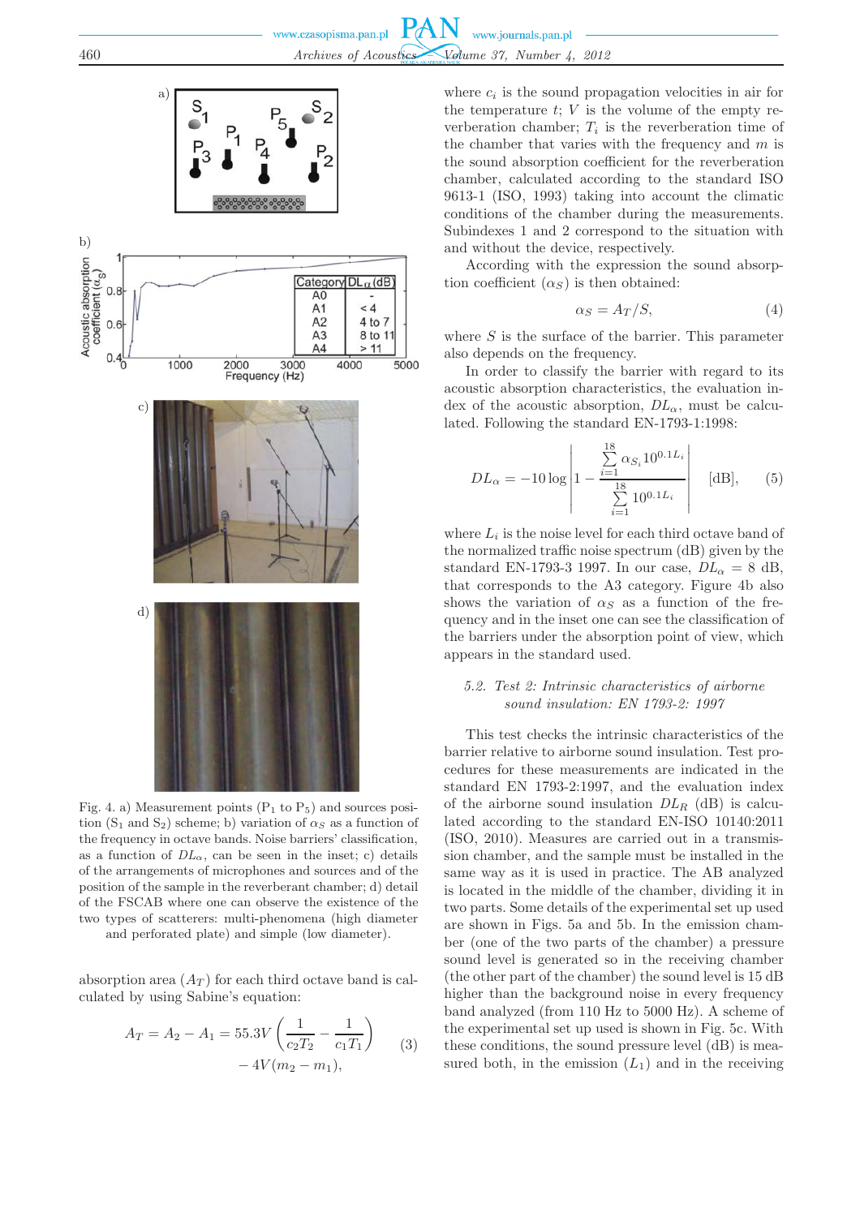Fig. 4. a) Measurement points ($P_1$ to $P_5$) and sources position ($S_1$ and $S_2$) scheme; b) variation of $\alpha_S$ as a function of the frequency in octave bands. Noise barriers' classification, as a function of $DL_\alpha$, can be seen in the inset; c) details of the arrangements of microphones and sources and of the position of the sample in the reverberant chamber; d) detail of the FSCAB where one can observe the existence of the two types of scatterers: multi-phenomena (high diameter and perforated plate) and simple (low diameter).

absorption area ($A_T$) for each third octave band is calculated by using Sabine's equation:

$$A_T = A_2 - A_1 = 55.3V\left(\frac{1}{c_2T_2} - \frac{1}{c_1T_1}\right) - 4V(m_2 - m_1), \tag{3}$$

where $c_i$ is the sound propagation velocities in air for the temperature $t$; $V$ is the volume of the empty reverberation chamber; $T_i$ is the reverberation time of the chamber that varies with the frequency and $m$ is the sound absorption coefficient for the reverberation chamber, calculated according to the standard ISO 9613-1 (ISO, 1993) taking into account the climatic conditions of the chamber during the measurements. Subindexes 1 and 2 correspond to the situation with and without the device, respectively.

According with the expression the sound absorption coefficient ($\alpha_S$) is then obtained:

$$\alpha_S = A_T/S, \tag{4}$$

where $S$ is the surface of the barrier. This parameter also depends on the frequency.

In order to classify the barrier with regard to its acoustic absorption characteristics, the evaluation index of the acoustic absorption, $DL_\alpha$, must be calculated. Following the standard EN-1793-1:1998:

$$DL_\alpha = -10\log\left|1 - \frac{\sum\limits_{i=1}^{18}\alpha_{S_i}10^{0.1L_i}}{\sum\limits_{i=1}^{18}10^{0.1L_i}}\right| \quad \text{[dB]}, \tag{5}$$

where $L_i$ is the noise level for each third octave band of the normalized traffic noise spectrum (dB) given by the standard EN-1793-3 1997. In our case, $DL_\alpha = 8$ dB, that corresponds to the A3 category. Figure 4b also shows the variation of $\alpha_S$ as a function of the frequency and in the inset one can see the classification of the barriers under the absorption point of view, which appears in the standard used.

### 5.2. Test 2: Intrinsic characteristics of airborne sound insulation: EN 1793-2: 1997

This test checks the intrinsic characteristics of the barrier relative to airborne sound insulation. Test procedures for these measurements are indicated in the standard EN 1793-2:1997, and the evaluation index of the airborne sound insulation $DL_R$ (dB) is calculated according to the standard EN-ISO 10140:2011 (ISO, 2010). Measures are carried out in a transmission chamber, and the sample must be installed in the same way as it is used in practice. The AB analyzed is located in the middle of the chamber, dividing it in two parts. Some details of the experimental set up used are shown in Figs. 5a and 5b. In the emission chamber (one of the two parts of the chamber) a pressure sound level is generated so in the receiving chamber (the other part of the chamber) the sound level is 15 dB higher than the background noise in every frequency band analyzed (from 110 Hz to 5000 Hz). A scheme of the experimental set up used is shown in Fig. 5c. With these conditions, the sound pressure level (dB) is measured both, in the emission ($L_1$) and in the receiving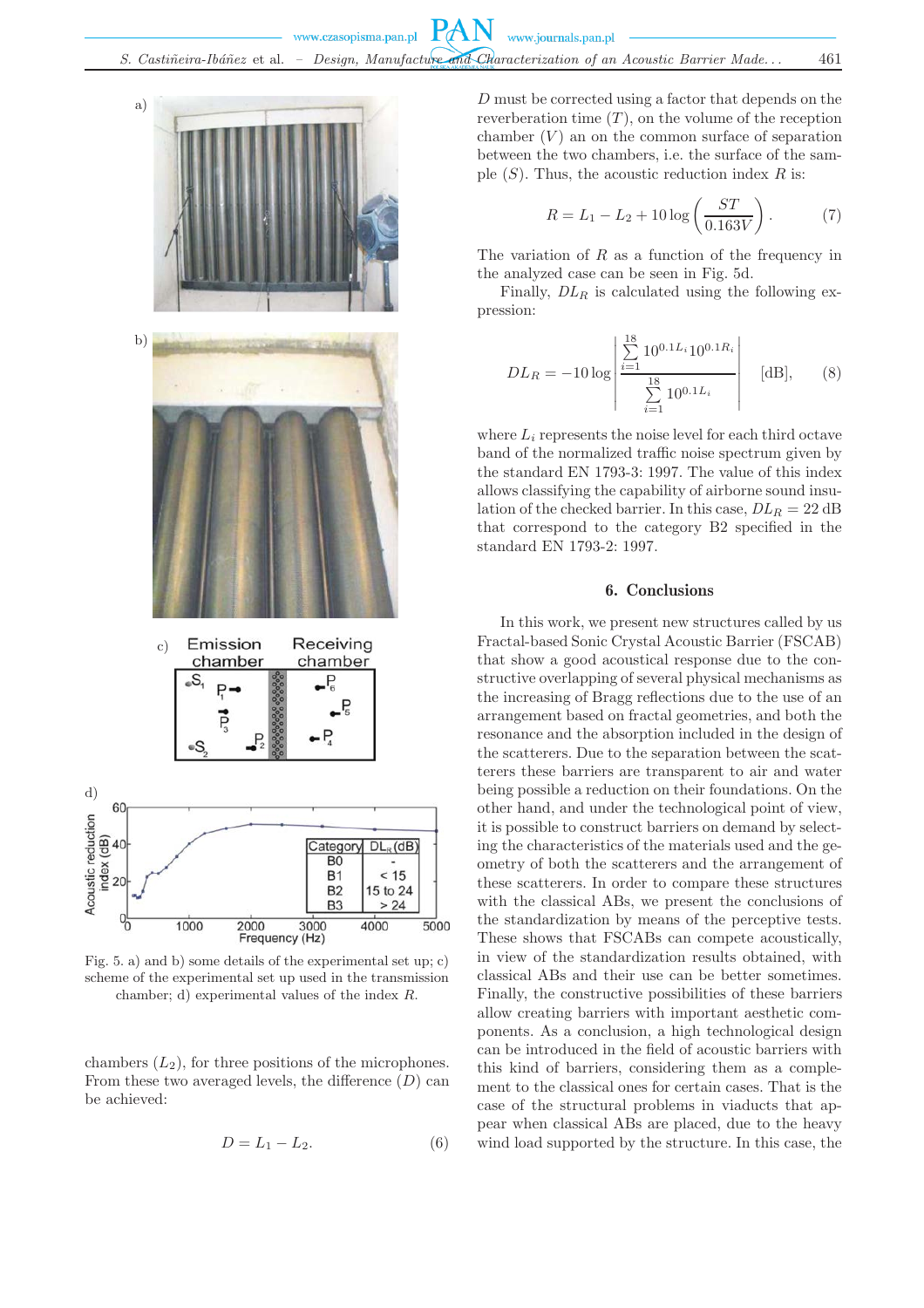Fig. 5. a) and b) some details of the experimental set up; c) scheme of the experimental set up used in the transmission chamber; d) experimental values of the index $R$.

chambers ($L_2$), for three positions of the microphones. From these two averaged levels, the difference ($D$) can be achieved:

$$D = L_1 - L_2. \tag{6}$$

$D$ must be corrected using a factor that depends on the reverberation time ($T$), on the volume of the reception chamber ($V$) an on the common surface of separation between the two chambers, i.e. the surface of the sample ($S$). Thus, the acoustic reduction index $R$ is:

$$R = L_1 - L_2 + 10 \log\left(\frac{ST}{0.163V}\right). \tag{7}$$

The variation of $R$ as a function of the frequency in the analyzed case can be seen in Fig. 5d.

Finally, $DL_R$ is calculated using the following expression:

$$DL_R = -10 \log \left| \frac{\sum_{i=1}^{18} 10^{0.1L_i} 10^{0.1R_i}}{\sum_{i=1}^{18} 10^{0.1L_i}} \right| \quad \text{[dB]}, \tag{8}$$

where $L_i$ represents the noise level for each third octave band of the normalized traffic noise spectrum given by the standard EN 1793-3: 1997. The value of this index allows classifying the capability of airborne sound insulation of the checked barrier. In this case, $DL_R = 22$ dB that correspond to the category B2 specified in the standard EN 1793-2: 1997.

## 6. Conclusions

In this work, we present new structures called by us Fractal-based Sonic Crystal Acoustic Barrier (FSCAB) that show a good acoustical response due to the constructive overlapping of several physical mechanisms as the increasing of Bragg reflections due to the use of an arrangement based on fractal geometries, and both the resonance and the absorption included in the design of the scatterers. Due to the separation between the scatterers these barriers are transparent to air and water being possible a reduction on their foundations. On the other hand, and under the technological point of view, it is possible to construct barriers on demand by selecting the characteristics of the materials used and the geometry of both the scatterers and the arrangement of these scatterers. In order to compare these structures with the classical ABs, we present the conclusions of the standardization by means of the perceptive tests. These shows that FSCABs can compete acoustically, in view of the standardization results obtained, with classical ABs and their use can be better sometimes. Finally, the constructive possibilities of these barriers allow creating barriers with important aesthetic components. As a conclusion, a high technological design can be introduced in the field of acoustic barriers with this kind of barriers, considering them as a complement to the classical ones for certain cases. That is the case of the structural problems in viaducts that appear when classical ABs are placed, due to the heavy wind load supported by the structure. In this case, the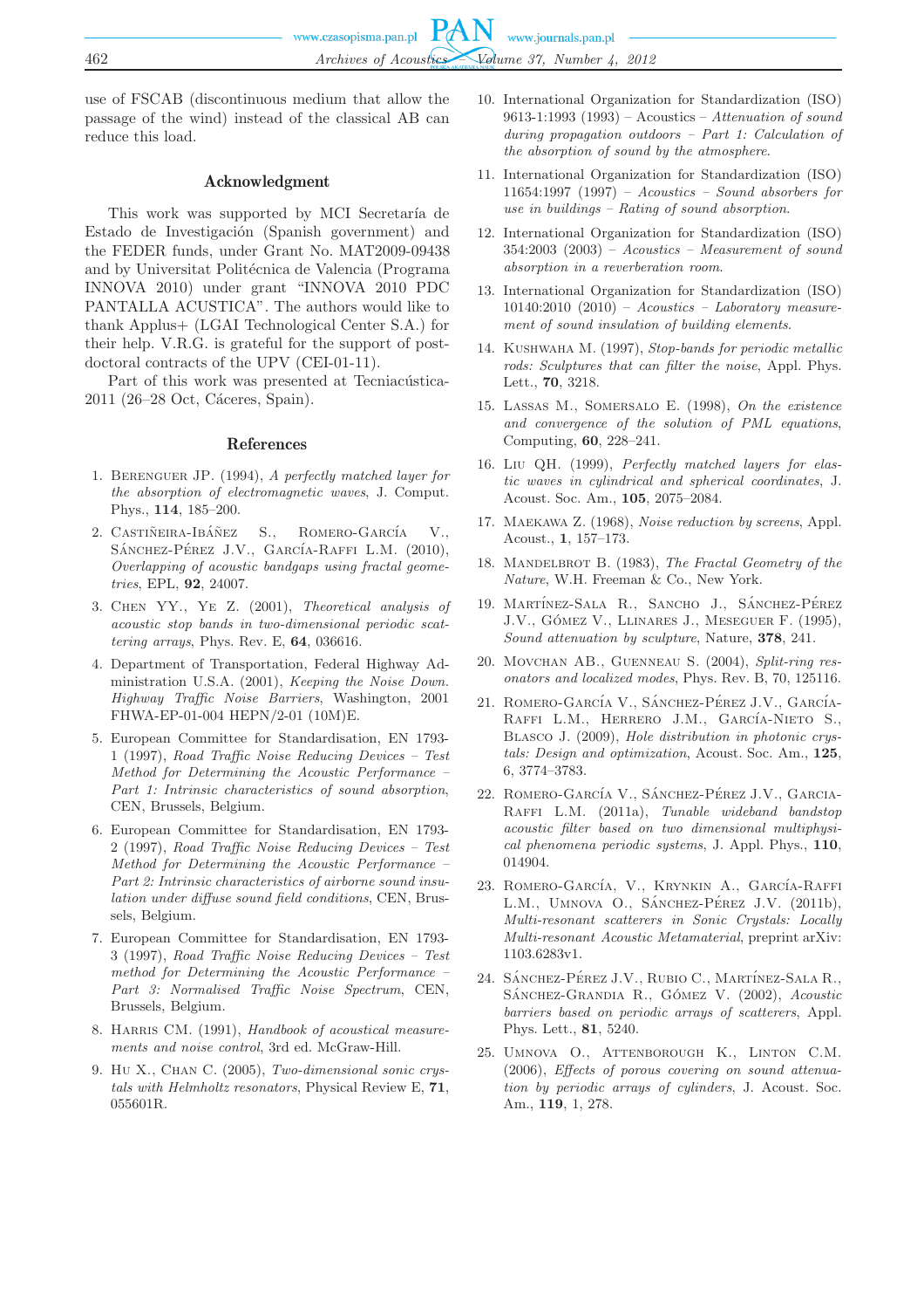use of FSCAB (discontinuous medium that allow the passage of the wind) instead of the classical AB can reduce this load.

## Acknowledgment

This work was supported by MCI Secretaría de Estado de Investigación (Spanish government) and the FEDER funds, under Grant No. MAT2009-09438 and by Universitat Politécnica de Valencia (Programa INNOVA 2010) under grant "INNOVA 2010 PDC PANTALLA ACUSTICA". The authors would like to thank Applus+ (LGAI Technological Center S.A.) for their help. V.R.G. is grateful for the support of post-doctoral contracts of the UPV (CEI-01-11).

Part of this work was presented at Tecniacústica-2011 (26–28 Oct, Cáceres, Spain).

## References

1. Berenguer JP. (1994), *A perfectly matched layer for the absorption of electromagnetic waves*, J. Comput. Phys., **114**, 185–200.
2. Castiñeira-Ibáñez S., Romero-García V., Sánchez-Pérez J.V., García-Raffi L.M. (2010), *Overlapping of acoustic bandgaps using fractal geometries*, EPL, **92**, 24007.
3. Chen YY., Ye Z. (2001), *Theoretical analysis of acoustic stop bands in two-dimensional periodic scattering arrays*, Phys. Rev. E, **64**, 036616.
4. Department of Transportation, Federal Highway Administration U.S.A. (2001), *Keeping the Noise Down. Highway Traffic Noise Barriers*, Washington, 2001 FHWA-EP-01-004 HEPN/2-01 (10M)E.
5. European Committee for Standardisation, EN 1793-1 (1997), *Road Traffic Noise Reducing Devices – Test Method for Determining the Acoustic Performance – Part 1: Intrinsic characteristics of sound absorption*, CEN, Brussels, Belgium.
6. European Committee for Standardisation, EN 1793-2 (1997), *Road Traffic Noise Reducing Devices – Test Method for Determining the Acoustic Performance – Part 2: Intrinsic characteristics of airborne sound insulation under diffuse sound field conditions*, CEN, Brussels, Belgium.
7. European Committee for Standardisation, EN 1793-3 (1997), *Road Traffic Noise Reducing Devices – Test method for Determining the Acoustic Performance – Part 3: Normalised Traffic Noise Spectrum*, CEN, Brussels, Belgium.
8. Harris CM. (1991), *Handbook of acoustical measurements and noise control*, 3rd ed. McGraw-Hill.
9. Hu X., Chan C. (2005), *Two-dimensional sonic crystals with Helmholtz resonators*, Physical Review E, **71**, 055601R.
10. International Organization for Standardization (ISO) 9613-1:1993 (1993) – Acoustics – *Attenuation of sound during propagation outdoors – Part 1: Calculation of the absorption of sound by the atmosphere*.
11. International Organization for Standardization (ISO) 11654:1997 (1997) – *Acoustics – Sound absorbers for use in buildings – Rating of sound absorption*.
12. International Organization for Standardization (ISO) 354:2003 (2003) – *Acoustics – Measurement of sound absorption in a reverberation room*.
13. International Organization for Standardization (ISO) 10140:2010 (2010) – *Acoustics – Laboratory measurement of sound insulation of building elements*.
14. Kushwaha M. (1997), *Stop-bands for periodic metallic rods: Sculptures that can filter the noise*, Appl. Phys. Lett., **70**, 3218.
15. Lassas M., Somersalo E. (1998), *On the existence and convergence of the solution of PML equations*, Computing, **60**, 228–241.
16. Liu QH. (1999), *Perfectly matched layers for elastic waves in cylindrical and spherical coordinates*, J. Acoust. Soc. Am., **105**, 2075–2084.
17. Maekawa Z. (1968), *Noise reduction by screens*, Appl. Acoust., **1**, 157–173.
18. Mandelbrot B. (1983), *The Fractal Geometry of the Nature*, W.H. Freeman & Co., New York.
19. Martínez-Sala R., Sancho J., Sánchez-Pérez J.V., Gómez V., Llinares J., Meseguer F. (1995), *Sound attenuation by sculpture*, Nature, **378**, 241.
20. Movchan AB., Guenneau S. (2004), *Split-ring resonators and localized modes*, Phys. Rev. B, 70, 125116.
21. Romero-García V., Sánchez-Pérez J.V., García-Raffi L.M., Herrero J.M., García-Nieto S., Blasco J. (2009), *Hole distribution in photonic crystals: Design and optimization*, Acoust. Soc. Am., **125**, 6, 3774–3783.
22. Romero-García V., Sánchez-Pérez J.V., Garcia-Raffi L.M. (2011a), *Tunable wideband bandstop acoustic filter based on two dimensional multiphysical phenomena periodic systems*, J. Appl. Phys., **110**, 014904.
23. Romero-García, V., Krynkin A., García-Raffi L.M., Umnova O., Sánchez-Pérez J.V. (2011b), *Multi-resonant scatterers in Sonic Crystals: Locally Multi-resonant Acoustic Metamaterial*, preprint arXiv: 1103.6283v1.
24. Sánchez-Pérez J.V., Rubio C., Martínez-Sala R., Sánchez-Grandia R., Gómez V. (2002), *Acoustic barriers based on periodic arrays of scatterers*, Appl. Phys. Lett., **81**, 5240.
25. Umnova O., Attenborough K., Linton C.M. (2006), *Effects of porous covering on sound attenuation by periodic arrays of cylinders*, J. Acoust. Soc. Am., **119**, 1, 278.